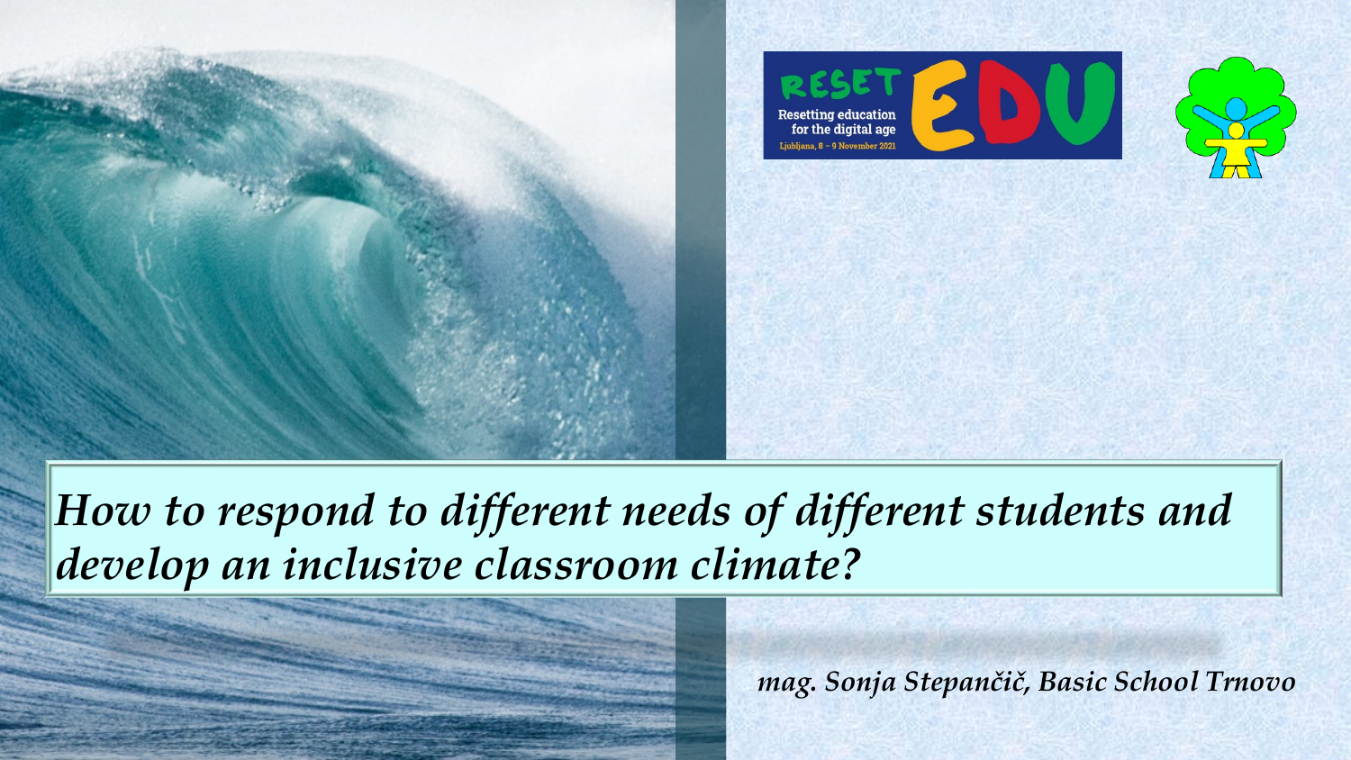# *How to respond to different needs of different students and develop an inclusive classroom climate?*

RESET EDU
Resetting education for the digital age
Ljubljana, 8 – 9 November 2021

*mag. Sonja Stepančič, Basic School Trnovo*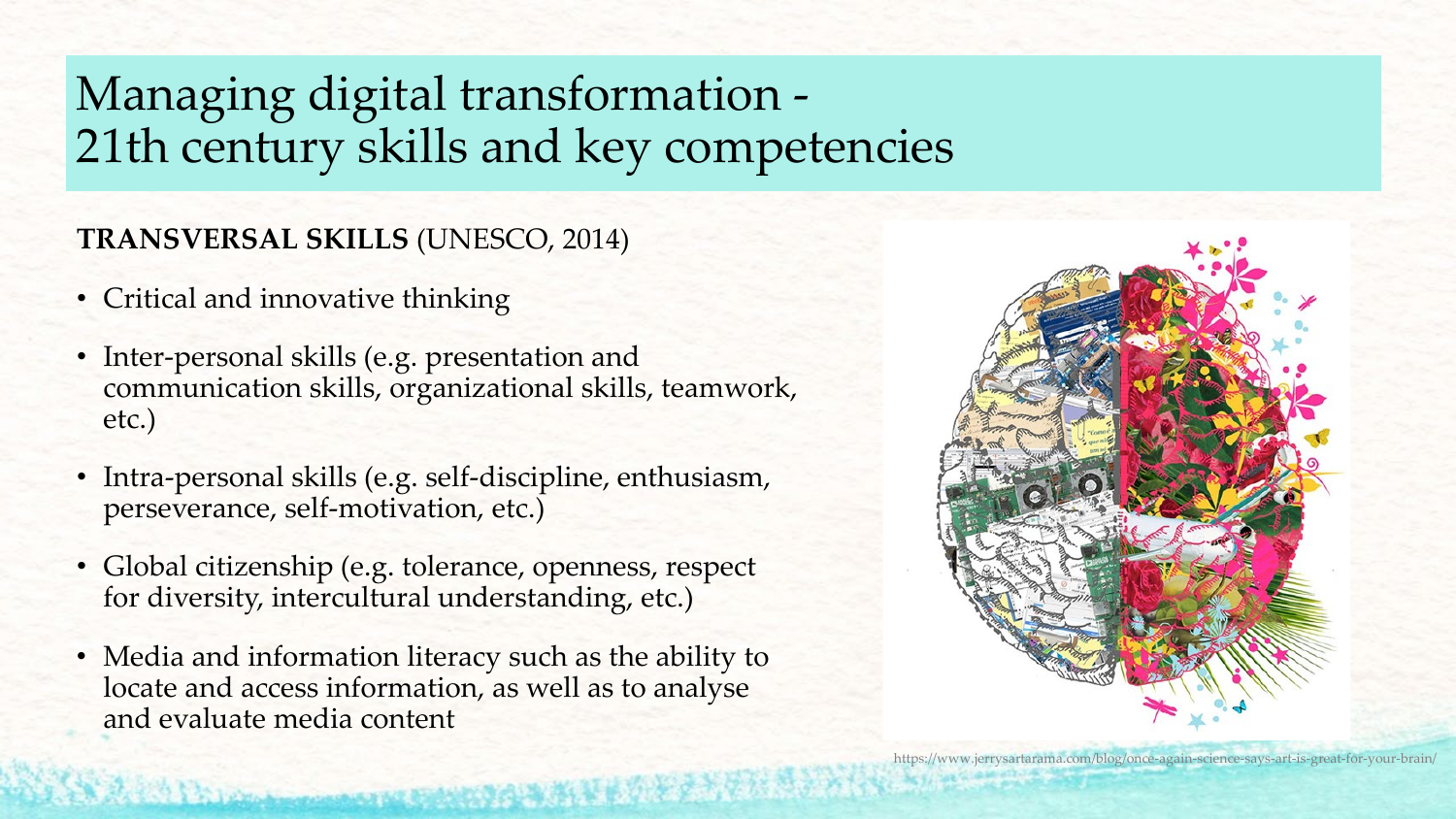# Managing digital transformation - 21th century skills and key competencies

**TRANSVERSAL SKILLS** (UNESCO, 2014)

- Critical and innovative thinking
- Inter-personal skills (e.g. presentation and communication skills, organizational skills, teamwork, etc.)
- Intra-personal skills (e.g. self-discipline, enthusiasm, perseverance, self-motivation, etc.)
- Global citizenship (e.g. tolerance, openness, respect for diversity, intercultural understanding, etc.)
- Media and information literacy such as the ability to locate and access information, as well as to analyse and evaluate media content

https://www.jerrysartarama.com/blog/once-again-science-says-art-is-great-for-your-brain/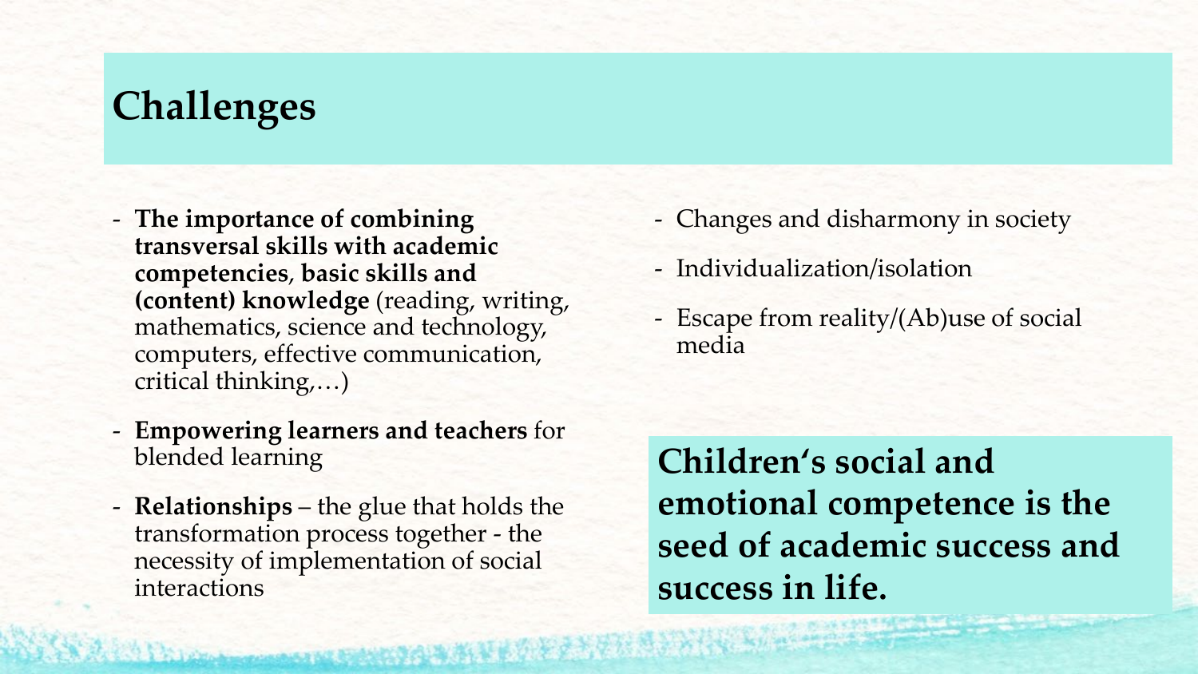# Challenges

- **The importance of combining transversal skills with academic competencies**, **basic skills and (content) knowledge** (reading, writing, mathematics, science and technology, computers, effective communication, critical thinking,…)
- **Empowering learners and teachers** for blended learning
- **Relationships** – the glue that holds the transformation process together - the necessity of implementation of social interactions

- Changes and disharmony in society
- Individualization/isolation
- Escape from reality/(Ab)use of social media

**Children's social and emotional competence is the seed of academic success and success in life.**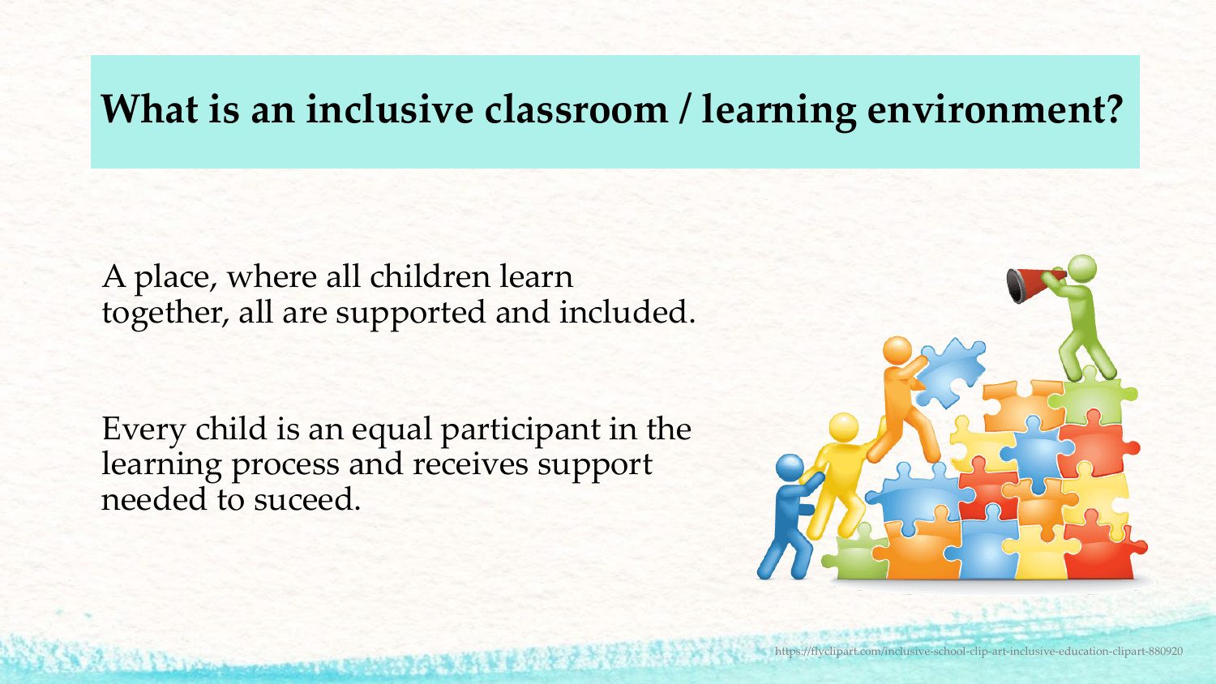# What is an inclusive classroom / learning environment?

A place, where all children learn together, all are supported and included.

Every child is an equal participant in the learning process and receives support needed to suceed.

https://flyclipart.com/inclusive-school-clip-art-inclusive-education-clipart-880920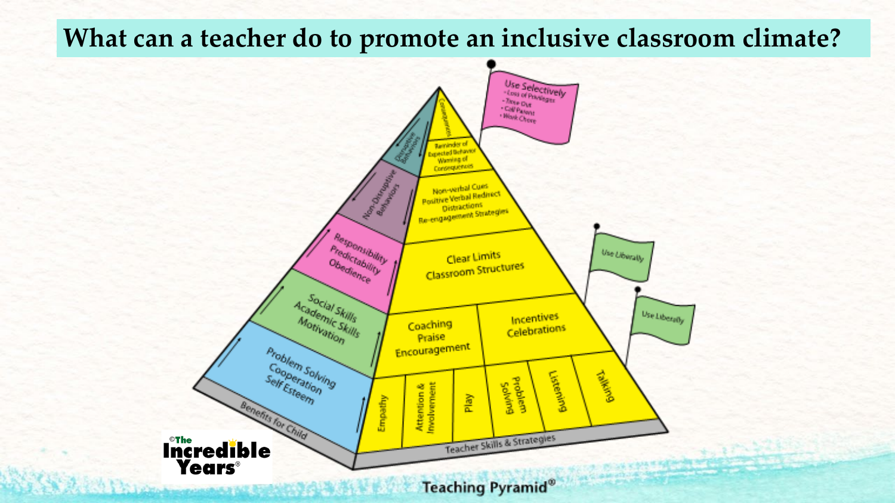# What can a teacher do to promote an inclusive classroom climate?

**Use Selectively**
- Loss of Privileges
- Time Out
- Call Parent
- Work Chore

Consequences

Reminder of Expected Behavior
Warning of Consequences

Non-verbal Cues
Positive Verbal Redirect
Distractions
Re-engagement Strategies

Clear Limits
Classroom Structures

Coaching
Praise
Encouragement

Incentives
Celebrations

Empathy | Attention & Involvement | Play | Problem Solving | Listening | Talking

Teacher Skills & Strategies

**Use Liberally**

**Use Liberally**

Disruptive Behaviors

Non-Disruptive Behaviors

Responsibility
Predictability
Obedience

Social Skills
Academic Skills
Motivation

Problem Solving
Cooperation
Self Esteem

Benefits for Child

©The Incredible Years®

Teaching Pyramid®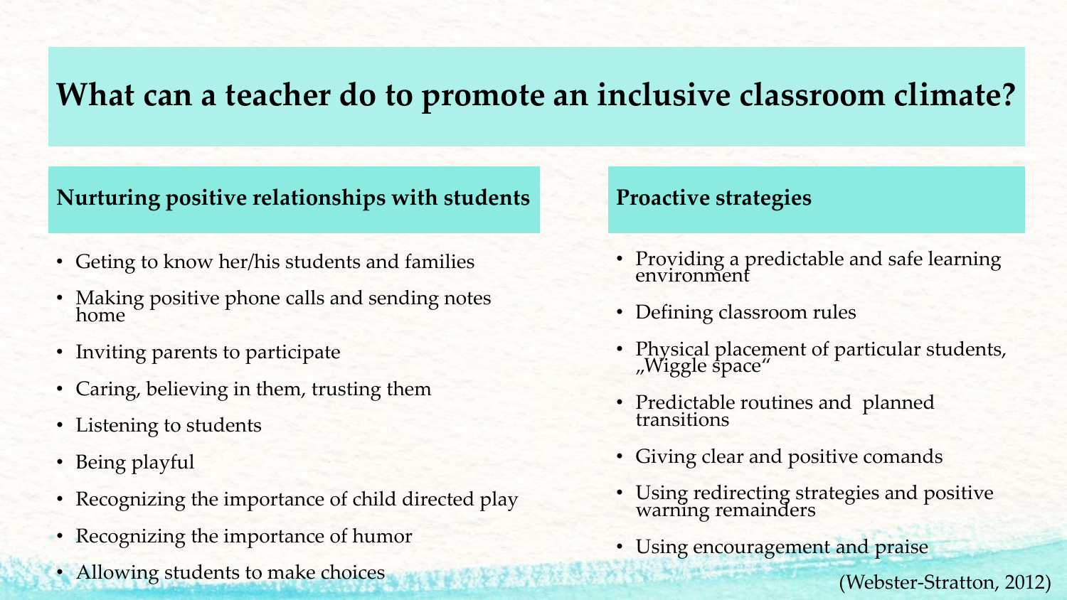# What can a teacher do to promote an inclusive classroom climate?

## Nurturing positive relationships with students

- Geting to know her/his students and families
- Making positive phone calls and sending notes home
- Inviting parents to participate
- Caring, believing in them, trusting them
- Listening to students
- Being playful
- Recognizing the importance of child directed play
- Recognizing the importance of humor
- Allowing students to make choices

## Proactive strategies

- Providing a predictable and safe learning environment
- Defining classroom rules
- Physical placement of particular students, „Wiggle space"
- Predictable routines and planned transitions
- Giving clear and positive comands
- Using redirecting strategies and positive warning remainders
- Using encouragement and praise

(Webster-Stratton, 2012)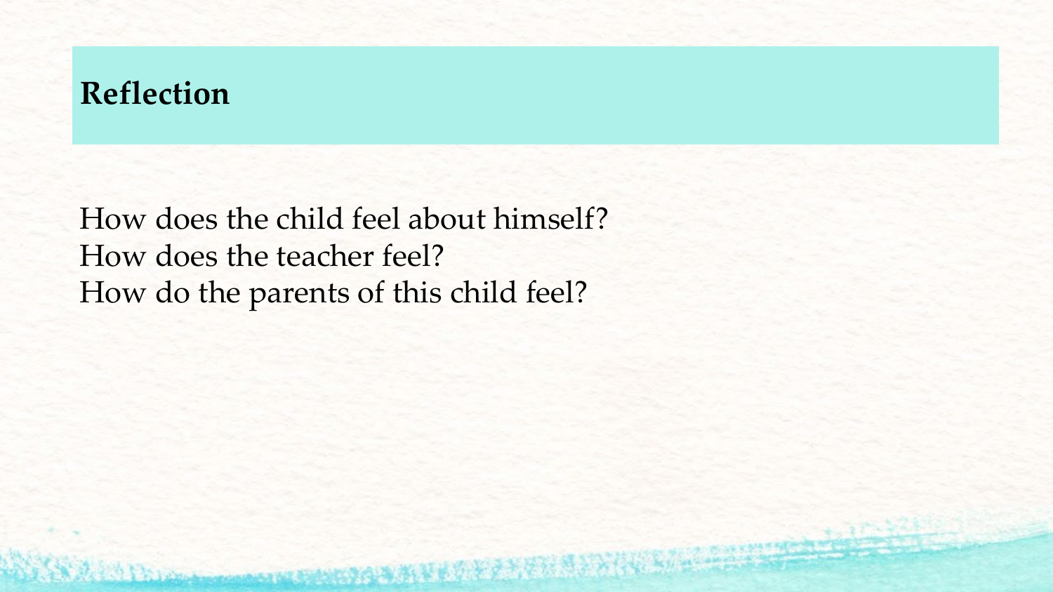## Reflection

How does the child feel about himself?
How does the teacher feel?
How do the parents of this child feel?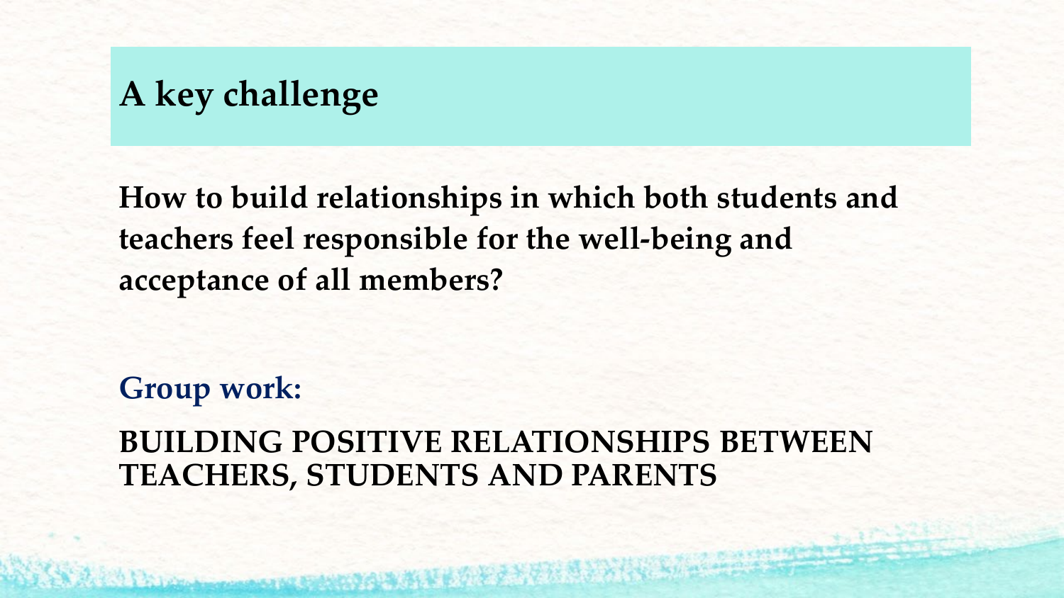# A key challenge

**How to build relationships in which both students and teachers feel responsible for the well-being and acceptance of all members?**

**Group work:**

**BUILDING POSITIVE RELATIONSHIPS BETWEEN TEACHERS, STUDENTS AND PARENTS**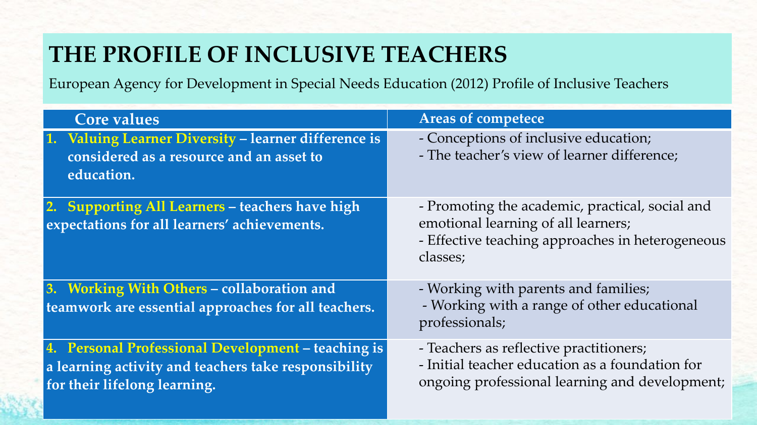# THE PROFILE OF INCLUSIVE TEACHERS

European Agency for Development in Special Needs Education (2012) Profile of Inclusive Teachers

| Core values | Areas of competece |
|---|---|
| **1. Valuing Learner Diversity – learner difference is considered as a resource and an asset to education.** | - Conceptions of inclusive education;<br>- The teacher's view of learner difference; |
| **2. Supporting All Learners – teachers have high expectations for all learners' achievements.** | - Promoting the academic, practical, social and emotional learning of all learners;<br>- Effective teaching approaches in heterogeneous classes; |
| **3. Working With Others – collaboration and teamwork are essential approaches for all teachers.** | - Working with parents and families;<br>- Working with a range of other educational professionals; |
| **4. Personal Professional Development – teaching is a learning activity and teachers take responsibility for their lifelong learning.** | - Teachers as reflective practitioners;<br>- Initial teacher education as a foundation for ongoing professional learning and development; |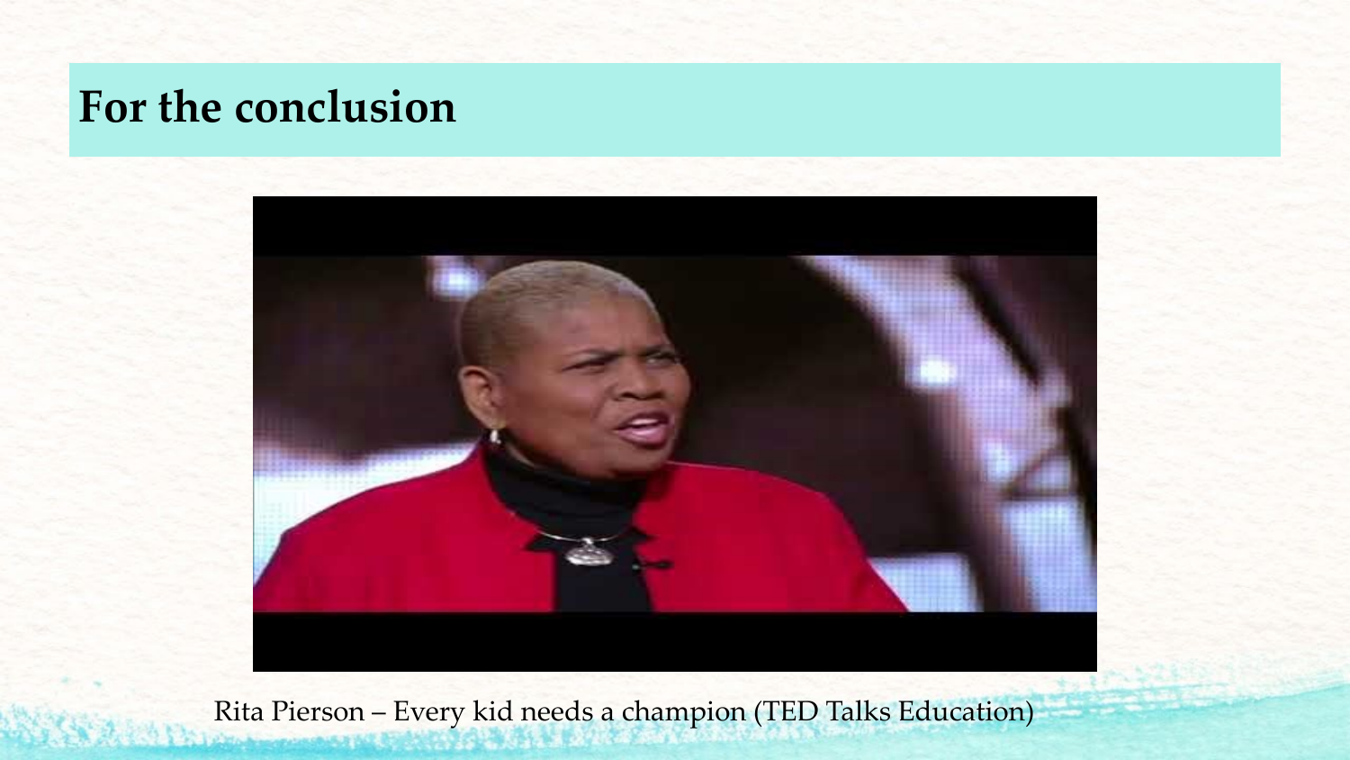# For the conclusion

Rita Pierson – Every kid needs a champion (TED Talks Education)